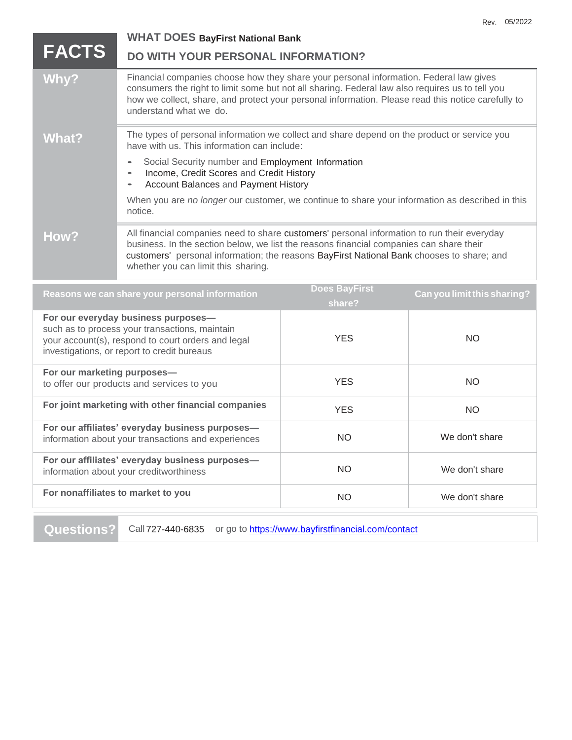Rev. 05/2022

# FACTS — WHAT DOES BayFirst National Bank DO WITH YOUR PERSONAL INFORMATION?

| | |
|---|---|
| **Why?** | Financial companies choose how they share your personal information. Federal law gives consumers the right to limit some but not all sharing. Federal law also requires us to tell you how we collect, share, and protect your personal information. Please read this notice carefully to understand what we do. |
| **What?** | The types of personal information we collect and share depend on the product or service you have with us. This information can include:<br>- Social Security number and Employment Information<br>- Income, Credit Scores and Credit History<br>- Account Balances and Payment History<br><br>When you are *no longer* our customer, we continue to share your information as described in this notice. |
| **How?** | All financial companies need to share customers' personal information to run their everyday business. In the section below, we list the reasons financial companies can share their customers' personal information; the reasons BayFirst National Bank chooses to share; and whether you can limit this sharing. |

| Reasons we can share your personal information | Does BayFirst share? | Can you limit this sharing? |
|---|---|---|
| **For our everyday business purposes—** such as to process your transactions, maintain your account(s), respond to court orders and legal investigations, or report to credit bureaus | YES | NO |
| **For our marketing purposes—** to offer our products and services to you | YES | NO |
| **For joint marketing with other financial companies** | YES | NO |
| **For our affiliates' everyday business purposes—** information about your transactions and experiences | NO | We don't share |
| **For our affiliates' everyday business purposes—** information about your creditworthiness | NO | We don't share |
| **For nonaffiliates to market to you** | NO | We don't share |

| | |
|---|---|
| **Questions?** | Call 727-440-6835 or go to https://www.bayfirstfinancial.com/contact |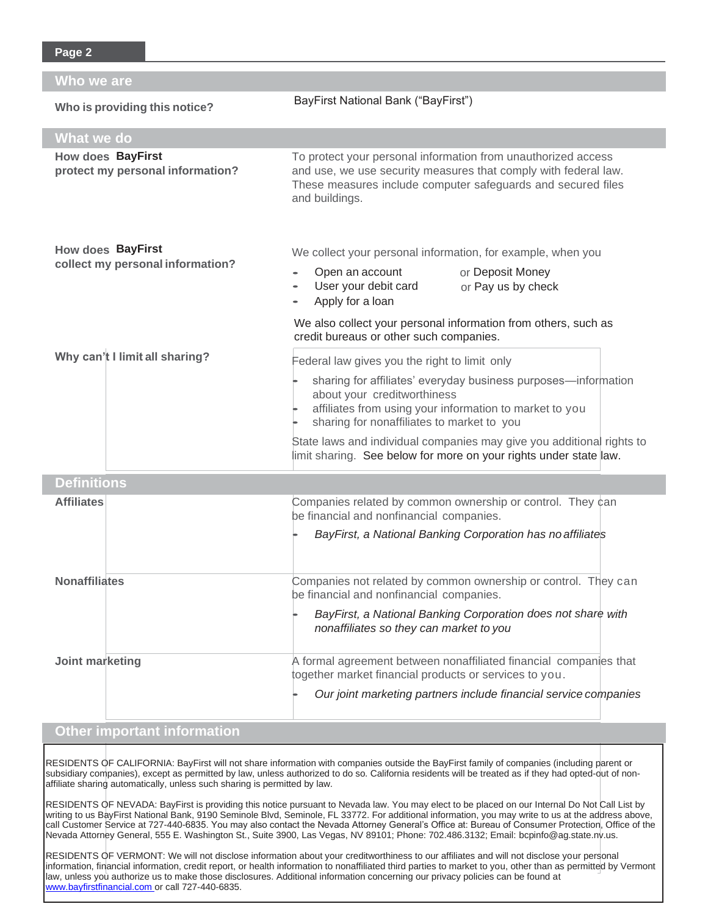## Who we are

| | |
|---|---|
| **Who is providing this notice?** | BayFirst National Bank ("BayFirst") |

## What we do

| | |
|---|---|
| **How does BayFirst protect my personal information?** | To protect your personal information from unauthorized access and use, we use security measures that comply with federal law. These measures include computer safeguards and secured files and buildings. |
| **How does BayFirst collect my personal information?** | We collect your personal information, for example, when you<br>- Open an account or Deposit Money<br>- User your debit card or Pay us by check<br>- Apply for a loan<br><br>We also collect your personal information from others, such as credit bureaus or other such companies. |
| **Why can't I limit all sharing?** | Federal law gives you the right to limit only<br>- sharing for affiliates' everyday business purposes—information about your creditworthiness<br>- affiliates from using your information to market to you<br>- sharing for nonaffiliates to market to you<br><br>State laws and individual companies may give you additional rights to limit sharing. See below for more on your rights under state law. |

## Definitions

| | |
|---|---|
| **Affiliates** | Companies related by common ownership or control. They can be financial and nonfinancial companies.<br>- *BayFirst, a National Banking Corporation has no affiliates* |
| **Nonaffiliates** | Companies not related by common ownership or control. They can be financial and nonfinancial companies.<br>- *BayFirst, a National Banking Corporation does not share with nonaffiliates so they can market to you* |
| **Joint marketing** | A formal agreement between nonaffiliated financial companies that together market financial products or services to you.<br>- *Our joint marketing partners include financial service companies* |

## Other important information

RESIDENTS OF CALIFORNIA: BayFirst will not share information with companies outside the BayFirst family of companies (including parent or subsidiary companies), except as permitted by law, unless authorized to do so. California residents will be treated as if they had opted-out of non-affiliate sharing automatically, unless such sharing is permitted by law.

RESIDENTS OF NEVADA: BayFirst is providing this notice pursuant to Nevada law. You may elect to be placed on our Internal Do Not Call List by writing to us BayFirst National Bank, 9190 Seminole Blvd, Seminole, FL 33772. For additional information, you may write to us at the address above, call Customer Service at 727-440-6835. You may also contact the Nevada Attorney General's Office at: Bureau of Consumer Protection, Office of the Nevada Attorney General, 555 E. Washington St., Suite 3900, Las Vegas, NV 89101; Phone: 702.486.3132; Email: bcpinfo@ag.state.nv.us.

RESIDENTS OF VERMONT: We will not disclose information about your creditworthiness to our affiliates and will not disclose your personal information, financial information, credit report, or health information to nonaffiliated third parties to market to you, other than as permitted by Vermont law, unless you authorize us to make those disclosures. Additional information concerning our privacy policies can be found at www.bayfirstfinancial.com or call 727-440-6835.